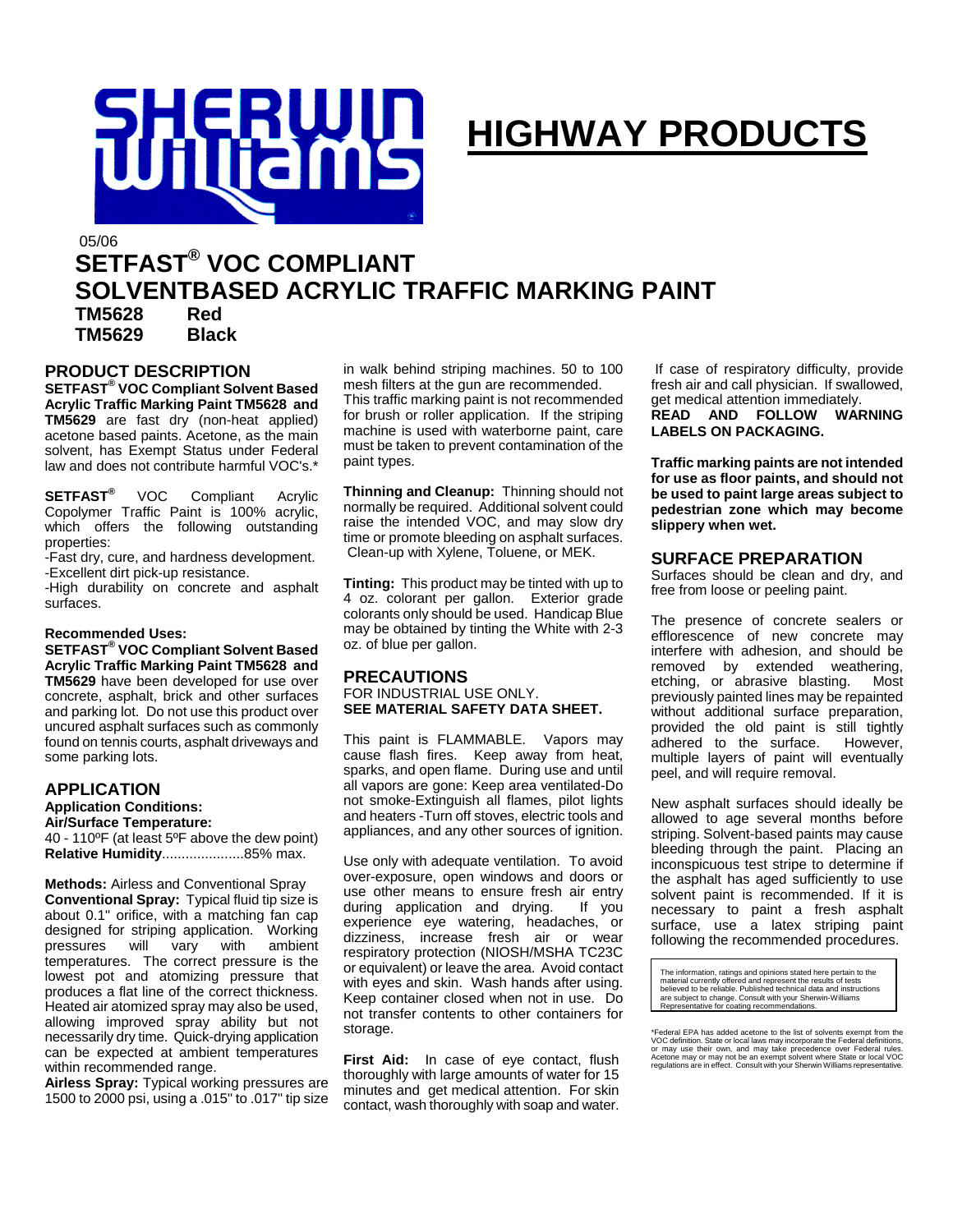# HIGHWAY PRODUCTS

05/06

# SETFAST® VOC COMPLIANT SOLVENTBASED ACRYLIC TRAFFIC MARKING PAINT

**TM5628 Red**
**TM5629 Black**

## PRODUCT DESCRIPTION

**SETFAST® VOC Compliant Solvent Based Acrylic Traffic Marking Paint TM5628 and TM5629** are fast dry (non-heat applied) acetone based paints. Acetone, as the main solvent, has Exempt Status under Federal law and does not contribute harmful VOC's.*

**SETFAST®** VOC Compliant Acrylic Copolymer Traffic Paint is 100% acrylic, which offers the following outstanding properties:

-Fast dry, cure, and hardness development.
-Excellent dirt pick-up resistance.
-High durability on concrete and asphalt surfaces.

**Recommended Uses:**
**SETFAST® VOC Compliant Solvent Based Acrylic Traffic Marking Paint TM5628 and TM5629** have been developed for use over concrete, asphalt, brick and other surfaces and parking lot. Do not use this product over uncured asphalt surfaces such as commonly found on tennis courts, asphalt driveways and some parking lots.

## APPLICATION

**Application Conditions:**
**Air/Surface Temperature:**
40 - 110ºF (at least 5ºF above the dew point)
**Relative Humidity**.....................85% max.

**Methods:** Airless and Conventional Spray
**Conventional Spray:** Typical fluid tip size is about 0.1" orifice, with a matching fan cap designed for striping application. Working pressures will vary with ambient temperatures. The correct pressure is the lowest pot and atomizing pressure that produces a flat line of the correct thickness. Heated air atomized spray may also be used, allowing improved spray ability but not necessarily dry time. Quick-drying application can be expected at ambient temperatures within recommended range.
**Airless Spray:** Typical working pressures are 1500 to 2000 psi, using a .015" to .017" tip size in walk behind striping machines. 50 to 100 mesh filters at the gun are recommended.
This traffic marking paint is not recommended for brush or roller application. If the striping machine is used with waterborne paint, care must be taken to prevent contamination of the paint types.

**Thinning and Cleanup:** Thinning should not normally be required. Additional solvent could raise the intended VOC, and may slow dry time or promote bleeding on asphalt surfaces. Clean-up with Xylene, Toluene, or MEK.

**Tinting:** This product may be tinted with up to 4 oz. colorant per gallon. Exterior grade colorants only should be used. Handicap Blue may be obtained by tinting the White with 2-3 oz. of blue per gallon.

## PRECAUTIONS

FOR INDUSTRIAL USE ONLY.
**SEE MATERIAL SAFETY DATA SHEET.**

This paint is FLAMMABLE. Vapors may cause flash fires. Keep away from heat, sparks, and open flame. During use and until all vapors are gone: Keep area ventilated-Do not smoke-Extinguish all flames, pilot lights and heaters -Turn off stoves, electric tools and appliances, and any other sources of ignition.

Use only with adequate ventilation. To avoid over-exposure, open windows and doors or use other means to ensure fresh air entry during application and drying. If you experience eye watering, headaches, or dizziness, increase fresh air or wear respiratory protection (NIOSH/MSHA TC23C or equivalent) or leave the area. Avoid contact with eyes and skin. Wash hands after using. Keep container closed when not in use. Do not transfer contents to other containers for storage.

**First Aid:** In case of eye contact, flush thoroughly with large amounts of water for 15 minutes and get medical attention. For skin contact, wash thoroughly with soap and water. If case of respiratory difficulty, provide fresh air and call physician. If swallowed, get medical attention immediately.
**READ AND FOLLOW WARNING LABELS ON PACKAGING.**

**Traffic marking paints are not intended for use as floor paints, and should not be used to paint large areas subject to pedestrian zone which may become slippery when wet.**

## SURFACE PREPARATION

Surfaces should be clean and dry, and free from loose or peeling paint.

The presence of concrete sealers or efflorescence of new concrete may interfere with adhesion, and should be removed by extended weathering, etching, or abrasive blasting. Most previously painted lines may be repainted without additional surface preparation, provided the old paint is still tightly adhered to the surface. However, multiple layers of paint will eventually peel, and will require removal.

New asphalt surfaces should ideally be allowed to age several months before striping. Solvent-based paints may cause bleeding through the paint. Placing an inconspicuous test stripe to determine if the asphalt has aged sufficiently to use solvent paint is recommended. If it is necessary to paint a fresh asphalt surface, use a latex striping paint following the recommended procedures.

The information, ratings and opinions stated here pertain to the material currently offered and represent the results of tests believed to be reliable. Published technical data and instructions are subject to change. Consult with your Sherwin-Williams Representative for coating recommendations.

*Federal EPA has added acetone to the list of solvents exempt from the VOC definition. State or local laws may incorporate the Federal definitions, or may use their own, and may take precedence over Federal rules. Acetone may or may not be an exempt solvent where State or local VOC regulations are in effect. Consult with your Sherwin Williams representative.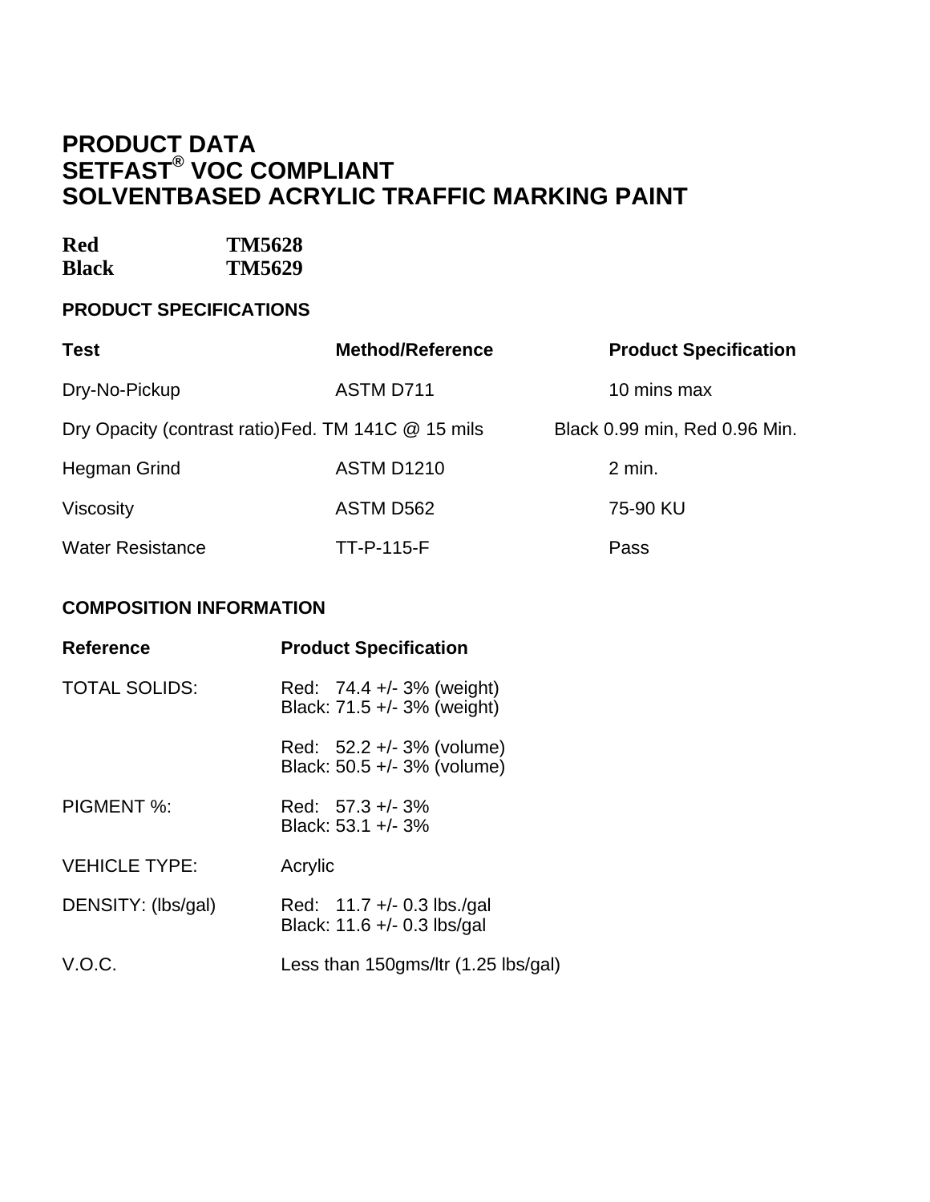# PRODUCT DATA
# SETFAST® VOC COMPLIANT
# SOLVENTBASED ACRYLIC TRAFFIC MARKING PAINT

**Red** **TM5628**
**Black** **TM5629**

## PRODUCT SPECIFICATIONS

| Test | Method/Reference | Product Specification |
| --- | --- | --- |
| Dry-No-Pickup | ASTM D711 | 10 mins max |
| Dry Opacity (contrast ratio) | Fed. TM 141C @ 15 mils | Black 0.99 min, Red 0.96 Min. |
| Hegman Grind | ASTM D1210 | 2 min. |
| Viscosity | ASTM D562 | 75-90 KU |
| Water Resistance | TT-P-115-F | Pass |

## COMPOSITION INFORMATION

| Reference | Product Specification |
| --- | --- |
| TOTAL SOLIDS: | Red: 74.4 +/- 3% (weight)<br>Black: 71.5 +/- 3% (weight)<br><br>Red: 52.2 +/- 3% (volume)<br>Black: 50.5 +/- 3% (volume) |
| PIGMENT %: | Red: 57.3 +/- 3%<br>Black: 53.1 +/- 3% |
| VEHICLE TYPE: | Acrylic |
| DENSITY: (lbs/gal) | Red: 11.7 +/- 0.3 lbs./gal<br>Black: 11.6 +/- 0.3 lbs/gal |
| V.O.C. | Less than 150gms/ltr (1.25 lbs/gal) |